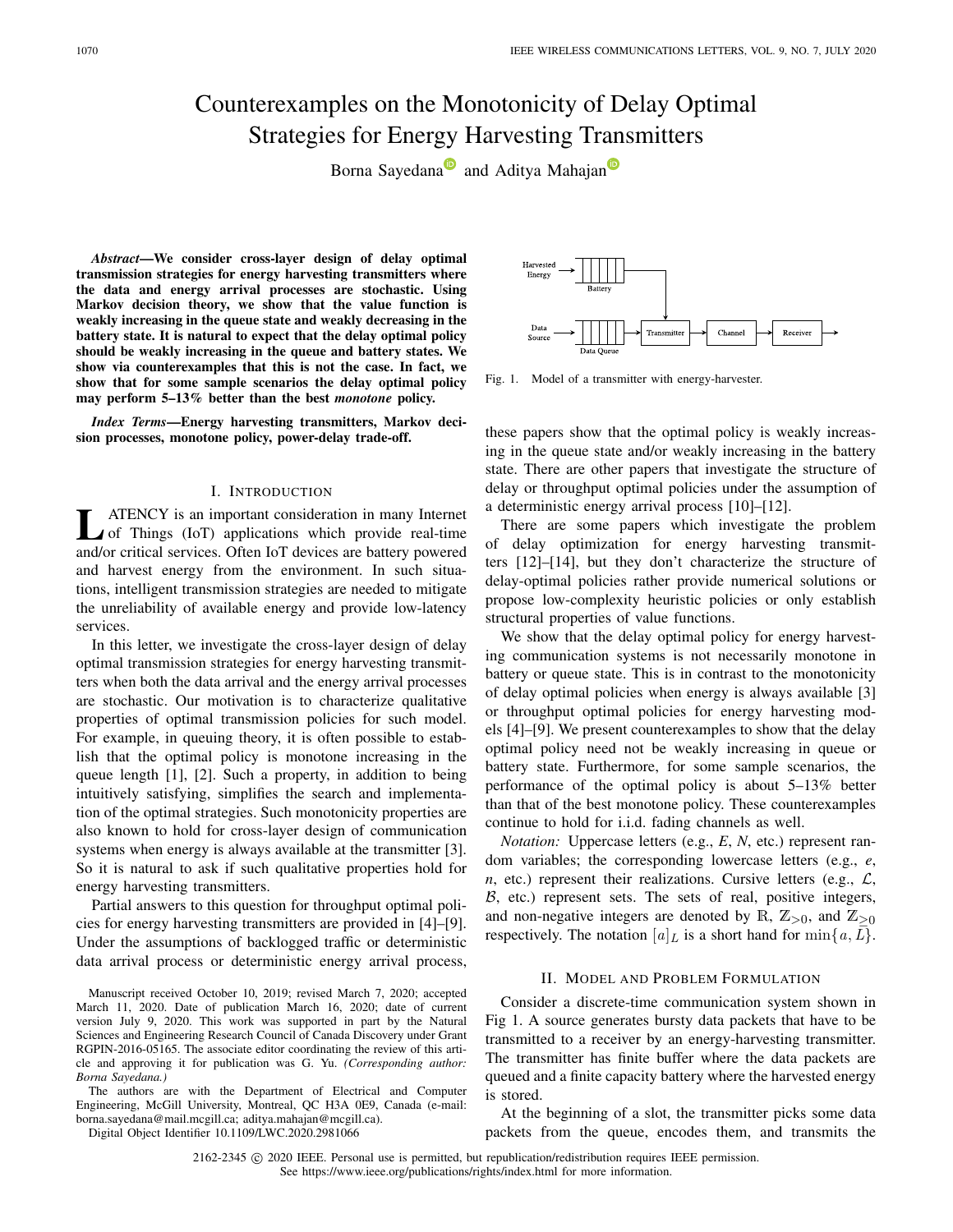# Counterexamples on the Monotonicity of Delay Optimal Strategies for Energy Harvesting Transmitters

Borna Sayedana and Aditya Mahajan

***Abstract*—We consider cross-layer design of delay optimal transmission strategies for energy harvesting transmitters where the data and energy arrival processes are stochastic. Using Markov decision theory, we show that the value function is weakly increasing in the queue state and weakly decreasing in the battery state. It is natural to expect that the delay optimal policy should be weakly increasing in the queue and battery states. We show via counterexamples that this is not the case. In fact, we show that for some sample scenarios the delay optimal policy may perform 5–13% better than the best *monotone* policy.**

***Index Terms*—Energy harvesting transmitters, Markov decision processes, monotone policy, power-delay trade-off.**

Manuscript received October 10, 2019; revised March 7, 2020; accepted March 11, 2020. Date of publication March 16, 2020; date of current version July 9, 2020. This work was supported in part by the Natural Sciences and Engineering Research Council of Canada Discovery under Grant RGPIN-2016-05165. The associate editor coordinating the review of this article and approving it for publication was G. Yu. *(Corresponding author: Borna Sayedana.)*

The authors are with the Department of Electrical and Computer Engineering, McGill University, Montreal, QC H3A 0E9, Canada (e-mail: borna.sayedana@mail.mcgill.ca; aditya.mahajan@mcgill.ca).

Digital Object Identifier 10.1109/LWC.2020.2981066

## I. Introduction

Latency is an important consideration in many Internet of Things (IoT) applications which provide real-time and/or critical services. Often IoT devices are battery powered and harvest energy from the environment. In such situations, intelligent transmission strategies are needed to mitigate the unreliability of available energy and provide low-latency services.

In this letter, we investigate the cross-layer design of delay optimal transmission strategies for energy harvesting transmitters when both the data arrival and the energy arrival processes are stochastic. Our motivation is to characterize qualitative properties of optimal transmission policies for such model. For example, in queuing theory, it is often possible to establish that the optimal policy is monotone increasing in the queue length [1], [2]. Such a property, in addition to being intuitively satisfying, simplifies the search and implementation of the optimal strategies. Such monotonicity properties are also known to hold for cross-layer design of communication systems when energy is always available at the transmitter [3]. So it is natural to ask if such qualitative properties hold for energy harvesting transmitters.

Partial answers to this question for throughput optimal policies for energy harvesting transmitters are provided in [4]–[9]. Under the assumptions of backlogged traffic or deterministic data arrival process or deterministic energy arrival process, these papers show that the optimal policy is weakly increasing in the queue state and/or weakly increasing in the battery state. There are other papers that investigate the structure of delay or throughput optimal policies under the assumption of a deterministic energy arrival process [10]–[12].

There are some papers which investigate the problem of delay optimization for energy harvesting transmitters [12]–[14], but they don't characterize the structure of delay-optimal policies rather provide numerical solutions or propose low-complexity heuristic policies or only establish structural properties of value functions.

We show that the delay optimal policy for energy harvesting communication systems is not necessarily monotone in battery or queue state. This is in contrast to the monotonicity of delay optimal policies when energy is always available [3] or throughput optimal policies for energy harvesting models [4]–[9]. We present counterexamples to show that the delay optimal policy need not be weakly increasing in queue or battery state. Furthermore, for some sample scenarios, the performance of the optimal policy is about 5–13% better than that of the best monotone policy. These counterexamples continue to hold for i.i.d. fading channels as well.

*Notation:* Uppercase letters (e.g., $E$, $N$, etc.) represent random variables; the corresponding lowercase letters (e.g., $e$, $n$, etc.) represent their realizations. Cursive letters (e.g., $\mathcal{L}$, $\mathcal{B}$, etc.) represent sets. The sets of real, positive integers, and non-negative integers are denoted by $\mathbb{R}$, $\mathbb{Z}_{>0}$, and $\mathbb{Z}_{\geq 0}$ respectively. The notation $[a]_L$ is a short hand for $\min\{a, L\}$.

Fig. 1. Model of a transmitter with energy-harvester.

## II. Model and Problem Formulation

Consider a discrete-time communication system shown in Fig 1. A source generates bursty data packets that have to be transmitted to a receiver by an energy-harvesting transmitter. The transmitter has finite buffer where the data packets are queued and a finite capacity battery where the harvested energy is stored.

At the beginning of a slot, the transmitter picks some data packets from the queue, encodes them, and transmits the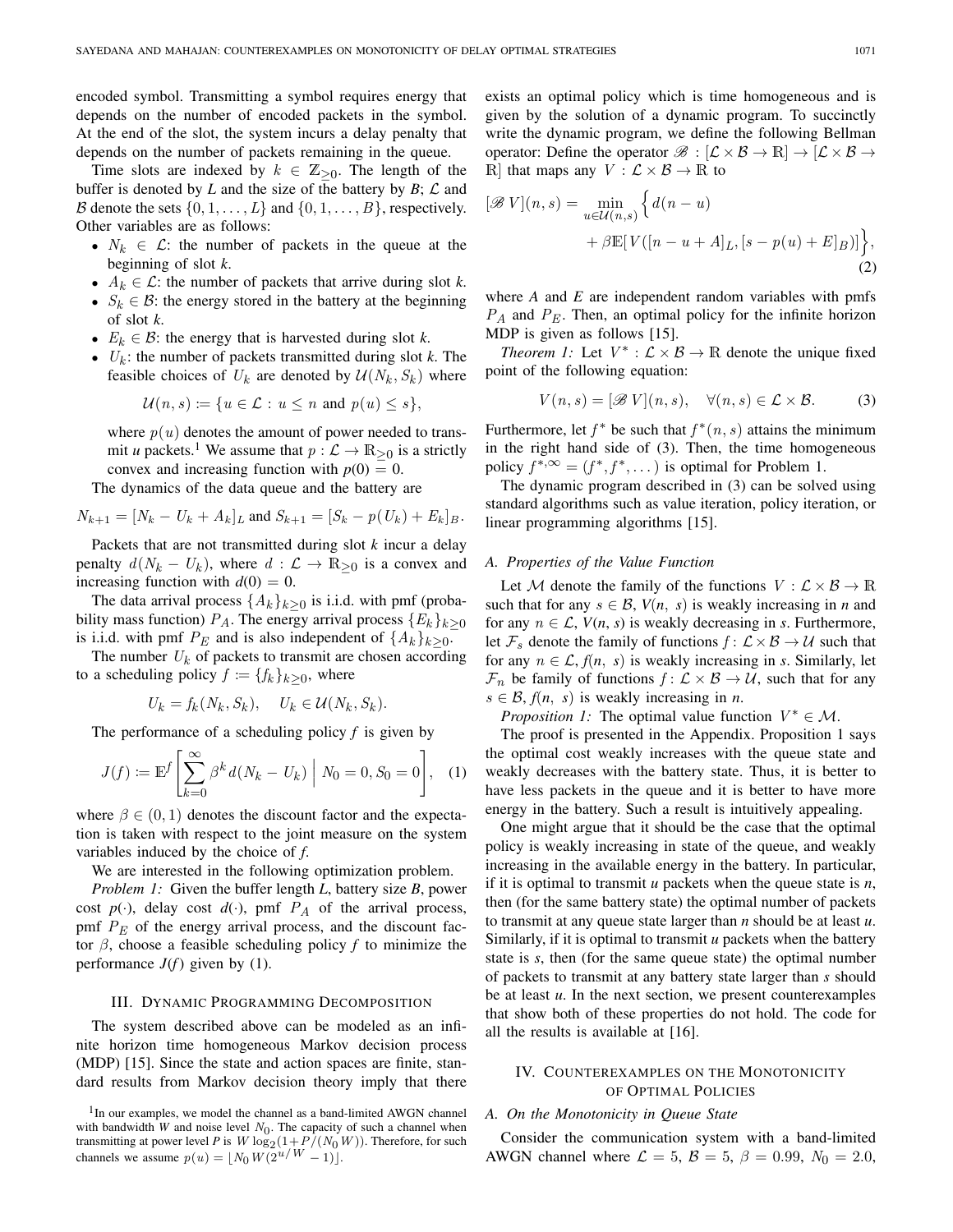encoded symbol. Transmitting a symbol requires energy that depends on the number of encoded packets in the symbol. At the end of the slot, the system incurs a delay penalty that depends on the number of packets remaining in the queue.

Time slots are indexed by $k \in \mathbb{Z}_{\geq 0}$. The length of the buffer is denoted by $L$ and the size of the battery by $B$; $\mathcal{L}$ and $\mathcal{B}$ denote the sets $\{0, 1, \dots, L\}$ and $\{0, 1, \dots, B\}$, respectively. Other variables are as follows:

- $N_k \in \mathcal{L}$: the number of packets in the queue at the beginning of slot $k$.
- $A_k \in \mathcal{L}$: the number of packets that arrive during slot $k$.
- $S_k \in \mathcal{B}$: the energy stored in the battery at the beginning of slot $k$.
- $E_k \in \mathcal{B}$: the energy that is harvested during slot $k$.
- $U_k$: the number of packets transmitted during slot $k$. The feasible choices of $U_k$ are denoted by $\mathcal{U}(N_k, S_k)$ where

$$\mathcal{U}(n, s) := \{u \in \mathcal{L} : u \leq n \text{ and } p(u) \leq s\},$$

where $p(u)$ denotes the amount of power needed to transmit $u$ packets.[1] We assume that $p : \mathcal{L} \to \mathbb{R}_{\geq 0}$ is a strictly convex and increasing function with $p(0) = 0$.

The dynamics of the data queue and the battery are

$$N_{k+1} = [N_k - U_k + A_k]_L \text{ and } S_{k+1} = [S_k - p(U_k) + E_k]_B.$$

Packets that are not transmitted during slot $k$ incur a delay penalty $d(N_k - U_k)$, where $d : \mathcal{L} \to \mathbb{R}_{\geq 0}$ is a convex and increasing function with $d(0) = 0$.

The data arrival process $\{A_k\}_{k \geq 0}$ is i.i.d. with pmf (probability mass function) $P_A$. The energy arrival process $\{E_k\}_{k \geq 0}$ is i.i.d. with pmf $P_E$ and is also independent of $\{A_k\}_{k \geq 0}$.

The number $U_k$ of packets to transmit are chosen according to a scheduling policy $f := \{f_k\}_{k \geq 0}$, where

$$U_k = f_k(N_k, S_k), \quad U_k \in \mathcal{U}(N_k, S_k).$$

The performance of a scheduling policy $f$ is given by

$$J(f) := \mathbb{E}^f \left[ \sum_{k=0}^{\infty} \beta^k d(N_k - U_k) \;\middle|\; N_0 = 0, S_0 = 0 \right], \quad (1)$$

where $\beta \in (0, 1)$ denotes the discount factor and the expectation is taken with respect to the joint measure on the system variables induced by the choice of $f$.

We are interested in the following optimization problem.

*Problem 1:* Given the buffer length $L$, battery size $B$, power cost $p(\cdot)$, delay cost $d(\cdot)$, pmf $P_A$ of the arrival process, pmf $P_E$ of the energy arrival process, and the discount factor $\beta$, choose a feasible scheduling policy $f$ to minimize the performance $J(f)$ given by (1).

## III. Dynamic Programming Decomposition

The system described above can be modeled as an infinite horizon time homogeneous Markov decision process (MDP) [15]. Since the state and action spaces are finite, standard results from Markov decision theory imply that there exists an optimal policy which is time homogeneous and is given by the solution of a dynamic program. To succinctly write the dynamic program, we define the following Bellman operator: Define the operator $\mathscr{B} : [\mathcal{L} \times \mathcal{B} \to \mathbb{R}] \to [\mathcal{L} \times \mathcal{B} \to \mathbb{R}]$ that maps any $V : \mathcal{L} \times \mathcal{B} \to \mathbb{R}$ to

$$[\mathscr{B}\, V](n, s) = \min_{u \in \mathcal{U}(n,s)} \Big\{ d(n - u) + \beta \mathbb{E}[ V([n - u + A]_L, [s - p(u) + E]_B)] \Big\}, \quad (2)$$

where $A$ and $E$ are independent random variables with pmfs $P_A$ and $P_E$. Then, an optimal policy for the infinite horizon MDP is given as follows [15].

*Theorem 1:* Let $V^* : \mathcal{L} \times \mathcal{B} \to \mathbb{R}$ denote the unique fixed point of the following equation:

$$V(n, s) = [\mathscr{B}\, V](n, s), \quad \forall (n, s) \in \mathcal{L} \times \mathcal{B}. \quad (3)$$

Furthermore, let $f^*$ be such that $f^*(n, s)$ attains the minimum in the right hand side of (3). Then, the time homogeneous policy $f^{*,\infty} = (f^*, f^*, \dots)$ is optimal for Problem 1.

The dynamic program described in (3) can be solved using standard algorithms such as value iteration, policy iteration, or linear programming algorithms [15].

### A. Properties of the Value Function

Let $\mathcal{M}$ denote the family of the functions $V : \mathcal{L} \times \mathcal{B} \to \mathbb{R}$ such that for any $s \in \mathcal{B}$, $V(n,\ s)$ is weakly increasing in $n$ and for any $n \in \mathcal{L}$, $V(n, s)$ is weakly decreasing in $s$. Furthermore, let $\mathcal{F}_s$ denote the family of functions $f : \mathcal{L} \times \mathcal{B} \to \mathcal{U}$ such that for any $n \in \mathcal{L}$, $f(n,\ s)$ is weakly increasing in $s$. Similarly, let $\mathcal{F}_n$ be family of functions $f : \mathcal{L} \times \mathcal{B} \to \mathcal{U}$, such that for any $s \in \mathcal{B}$, $f(n,\ s)$ is weakly increasing in $n$.

*Proposition 1:* The optimal value function $V^* \in \mathcal{M}$.

The proof is presented in the Appendix. Proposition 1 says the optimal cost weakly increases with the queue state and weakly decreases with the battery state. Thus, it is better to have less packets in the queue and it is better to have more energy in the battery. Such a result is intuitively appealing.

One might argue that it should be the case that the optimal policy is weakly increasing in state of the queue, and weakly increasing in the available energy in the battery. In particular, if it is optimal to transmit $u$ packets when the queue state is $n$, then (for the same battery state) the optimal number of packets to transmit at any queue state larger than $n$ should be at least $u$. Similarly, if it is optimal to transmit $u$ packets when the battery state is $s$, then (for the same queue state) the optimal number of packets to transmit at any battery state larger than $s$ should be at least $u$. In the next section, we present counterexamples that show both of these properties do not hold. The code for all the results is available at [16].

## IV. Counterexamples on the Monotonicity of Optimal Policies

### A. On the Monotonicity in Queue State

Consider the communication system with a band-limited AWGN channel where $\mathcal{L} = 5$, $\mathcal{B} = 5$, $\beta = 0.99$, $N_0 = 2.0$,

[1] In our examples, we model the channel as a band-limited AWGN channel with bandwidth $W$ and noise level $N_0$. The capacity of such a channel when transmitting at power level $P$ is $W \log_2(1 + P/(N_0 W))$. Therefore, for such channels we assume $p(u) = \lfloor N_0 W (2^{u/W} - 1) \rfloor$.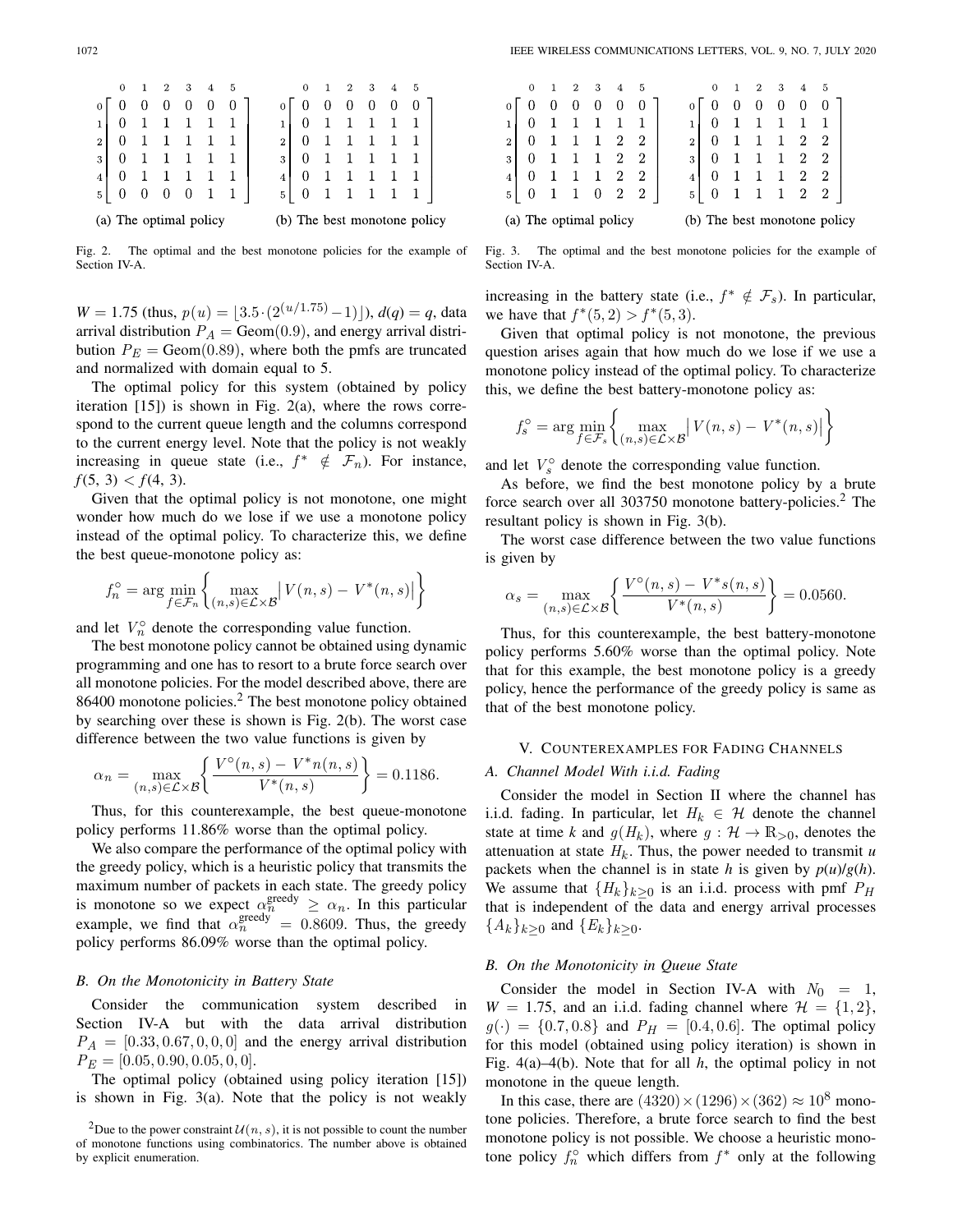$$
\begin{array}{c}
\begin{array}{c|cccccc}
 & 0 & 1 & 2 & 3 & 4 & 5 \\
\hline
0 & 0 & 0 & 0 & 0 & 0 & 0 \\
1 & 0 & 1 & 1 & 1 & 1 & 1 \\
2 & 0 & 1 & 1 & 1 & 1 & 1 \\
3 & 0 & 1 & 1 & 1 & 1 & 1 \\
4 & 0 & 1 & 1 & 1 & 1 & 1 \\
5 & 0 & 0 & 0 & 0 & 1 & 1
\end{array}
\\ \text{(a) The optimal policy}
\end{array}
\qquad
\begin{array}{c}
\begin{array}{c|cccccc}
 & 0 & 1 & 2 & 3 & 4 & 5 \\
\hline
0 & 0 & 0 & 0 & 0 & 0 & 0 \\
1 & 0 & 1 & 1 & 1 & 1 & 1 \\
2 & 0 & 1 & 1 & 1 & 1 & 1 \\
3 & 0 & 1 & 1 & 1 & 1 & 1 \\
4 & 0 & 1 & 1 & 1 & 1 & 1 \\
5 & 0 & 1 & 1 & 1 & 1 & 1
\end{array}
\\ \text{(b) The best monotone policy}
\end{array}
$$

Fig. 2. The optimal and the best monotone policies for the example of Section IV-A.

$W = 1.75$ (thus, $p(u) = \lfloor 3.5 \cdot (2^{(u/1.75)} - 1) \rfloor$), $d(q) = q$, data arrival distribution $P_A = \text{Geom}(0.9)$, and energy arrival distribution $P_E = \text{Geom}(0.89)$, where both the pmfs are truncated and normalized with domain equal to 5.

The optimal policy for this system (obtained by policy iteration [15]) is shown in Fig. 2(a), where the rows correspond to the current queue length and the columns correspond to the current energy level. Note that the policy is not weakly increasing in queue state (i.e., $f^* \notin \mathcal{F}_n$). For instance, $f(5, 3) < f(4, 3)$.

Given that the optimal policy is not monotone, one might wonder how much do we lose if we use a monotone policy instead of the optimal policy. To characterize this, we define the best queue-monotone policy as:

$$
f_n^\circ = \arg\min_{f \in \mathcal{F}_n} \left\{ \max_{(n,s) \in \mathcal{L} \times \mathcal{B}} \left| V(n,s) - V^*(n,s) \right| \right\}
$$

and let $V_n^\circ$ denote the corresponding value function.

The best monotone policy cannot be obtained using dynamic programming and one has to resort to a brute force search over all monotone policies. For the model described above, there are 86400 monotone policies.[2] The best monotone policy obtained by searching over these is shown is Fig. 2(b). The worst case difference between the two value functions is given by

$$
\alpha_n = \max_{(n,s) \in \mathcal{L} \times \mathcal{B}} \left\{ \frac{V^\circ(n,s) - V^*n(n,s)}{V^*(n,s)} \right\} = 0.1186.
$$

Thus, for this counterexample, the best queue-monotone policy performs 11.86% worse than the optimal policy.

We also compare the performance of the optimal policy with the greedy policy, which is a heuristic policy that transmits the maximum number of packets in each state. The greedy policy is monotone so we expect $\alpha_n^{\text{greedy}} \geq \alpha_n$. In this particular example, we find that $\alpha_n^{\text{greedy}} = 0.8609$. Thus, the greedy policy performs 86.09% worse than the optimal policy.

### B. On the Monotonicity in Battery State

Consider the communication system described in Section IV-A but with the data arrival distribution $P_A = [0.33, 0.67, 0, 0, 0]$ and the energy arrival distribution $P_E = [0.05, 0.90, 0.05, 0, 0]$.

The optimal policy (obtained using policy iteration [15]) is shown in Fig. 3(a). Note that the policy is not weakly increasing in the battery state (i.e., $f^* \notin \mathcal{F}_s$). In particular, we have that $f^*(5, 2) > f^*(5, 3)$.

$$
\begin{array}{c}
\begin{array}{c|cccccc}
 & 0 & 1 & 2 & 3 & 4 & 5 \\
\hline
0 & 0 & 0 & 0 & 0 & 0 & 0 \\
1 & 0 & 1 & 1 & 1 & 1 & 1 \\
2 & 0 & 1 & 1 & 1 & 2 & 2 \\
3 & 0 & 1 & 1 & 1 & 2 & 2 \\
4 & 0 & 1 & 1 & 1 & 2 & 2 \\
5 & 0 & 1 & 1 & 0 & 2 & 2
\end{array}
\\ \text{(a) The optimal policy}
\end{array}
\qquad
\begin{array}{c}
\begin{array}{c|cccccc}
 & 0 & 1 & 2 & 3 & 4 & 5 \\
\hline
0 & 0 & 0 & 0 & 0 & 0 & 0 \\
1 & 0 & 1 & 1 & 1 & 1 & 1 \\
2 & 0 & 1 & 1 & 1 & 2 & 2 \\
3 & 0 & 1 & 1 & 1 & 2 & 2 \\
4 & 0 & 1 & 1 & 1 & 2 & 2 \\
5 & 0 & 1 & 1 & 1 & 2 & 2
\end{array}
\\ \text{(b) The best monotone policy}
\end{array}
$$

Fig. 3. The optimal and the best monotone policies for the example of Section IV-A.

Given that optimal policy is not monotone, the previous question arises again that how much do we lose if we use a monotone policy instead of the optimal policy. To characterize this, we define the best battery-monotone policy as:

$$
f_s^\circ = \arg\min_{f \in \mathcal{F}_s} \left\{ \max_{(n,s) \in \mathcal{L} \times \mathcal{B}} \left| V(n,s) - V^*(n,s) \right| \right\}
$$

and let $V_s^\circ$ denote the corresponding value function.

As before, we find the best monotone policy by a brute force search over all 303750 monotone battery-policies.[2] The resultant policy is shown in Fig. 3(b).

The worst case difference between the two value functions is given by

$$
\alpha_s = \max_{(n,s) \in \mathcal{L} \times \mathcal{B}} \left\{ \frac{V^\circ(n,s) - V^*s(n,s)}{V^*(n,s)} \right\} = 0.0560.
$$

Thus, for this counterexample, the best battery-monotone policy performs 5.60% worse than the optimal policy. Note that for this example, the best monotone policy is a greedy policy, hence the performance of the greedy policy is same as that of the best monotone policy.

## V. Counterexamples for Fading Channels

### A. Channel Model With i.i.d. Fading

Consider the model in Section II where the channel has i.i.d. fading. In particular, let $H_k \in \mathcal{H}$ denote the channel state at time $k$ and $g(H_k)$, where $g : \mathcal{H} \to \mathbb{R}_{>0}$, denotes the attenuation at state $H_k$. Thus, the power needed to transmit $u$ packets when the channel is in state $h$ is given by $p(u)/g(h)$. We assume that $\{H_k\}_{k \geq 0}$ is an i.i.d. process with pmf $P_H$ that is independent of the data and energy arrival processes $\{A_k\}_{k \geq 0}$ and $\{E_k\}_{k \geq 0}$.

### B. On the Monotonicity in Queue State

Consider the model in Section IV-A with $N_0 = 1$, $W = 1.75$, and an i.i.d. fading channel where $\mathcal{H} = \{1, 2\}$, $g(\cdot) = \{0.7, 0.8\}$ and $P_H = [0.4, 0.6]$. The optimal policy for this model (obtained using policy iteration) is shown in Fig. 4(a)–4(b). Note that for all $h$, the optimal policy in not monotone in the queue length.

In this case, there are $(4320) \times (1296) \times (362) \approx 10^8$ monotone policies. Therefore, a brute force search to find the best monotone policy is not possible. We choose a heuristic monotone policy $f_n^\circ$ which differs from $f^*$ only at the following

[2] Due to the power constraint $\mathcal{U}(n, s)$, it is not possible to count the number of monotone functions using combinatorics. The number above is obtained by explicit enumeration.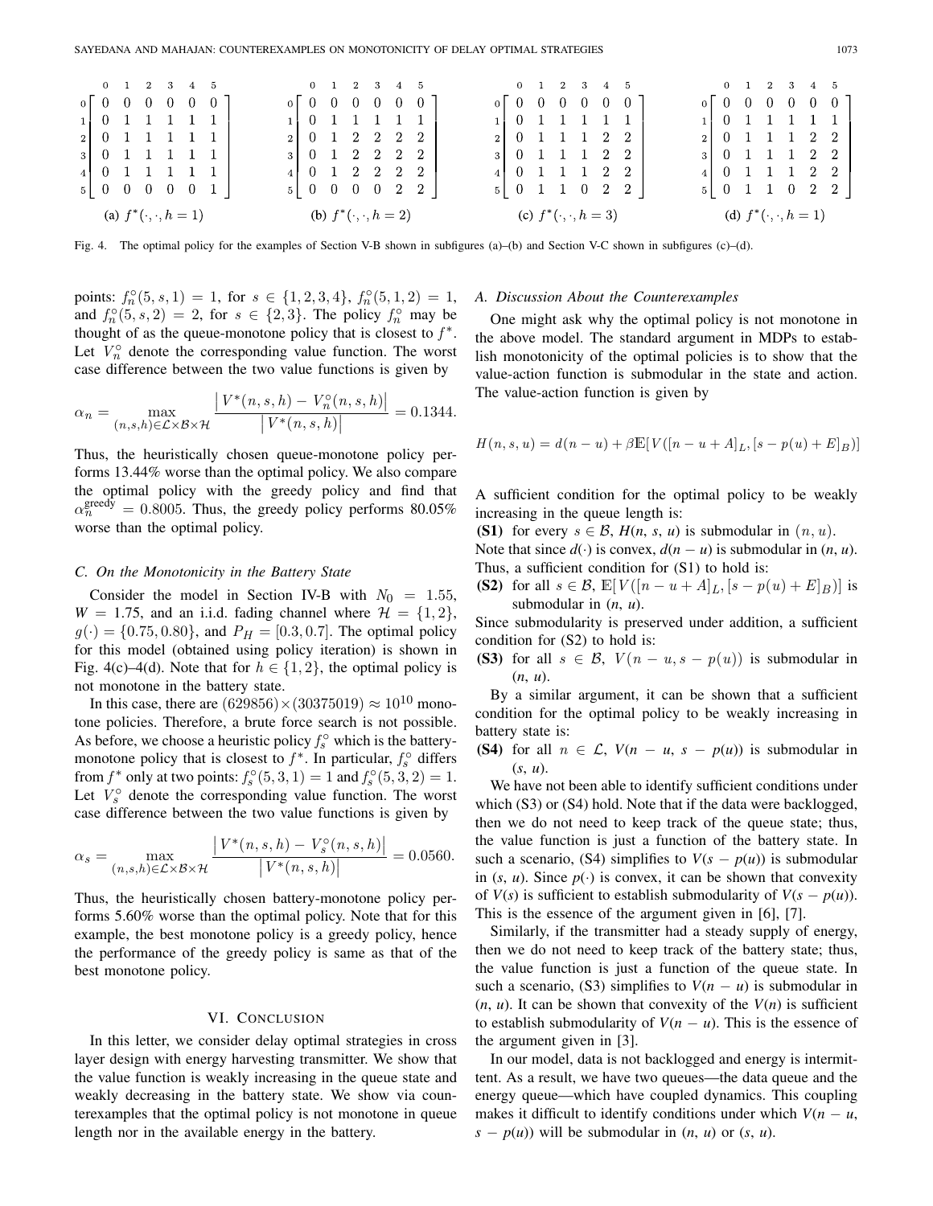$$
\begin{array}{c@{\quad}c@{\quad}c@{\quad}c}
\begin{array}{c|cccccc}
 & 0 & 1 & 2 & 3 & 4 & 5 \\ \hline
0 & 0 & 0 & 0 & 0 & 0 & 0 \\
1 & 0 & 1 & 1 & 1 & 1 & 1 \\
2 & 0 & 1 & 1 & 1 & 1 & 1 \\
3 & 0 & 1 & 1 & 1 & 1 & 1 \\
4 & 0 & 1 & 1 & 1 & 1 & 1 \\
5 & 0 & 0 & 0 & 0 & 0 & 1
\end{array}
&
\begin{array}{c|cccccc}
 & 0 & 1 & 2 & 3 & 4 & 5 \\ \hline
0 & 0 & 0 & 0 & 0 & 0 & 0 \\
1 & 0 & 1 & 1 & 1 & 1 & 1 \\
2 & 0 & 1 & 2 & 2 & 2 & 2 \\
3 & 0 & 1 & 2 & 2 & 2 & 2 \\
4 & 0 & 1 & 2 & 2 & 2 & 2 \\
5 & 0 & 0 & 0 & 0 & 2 & 2
\end{array}
&
\begin{array}{c|cccccc}
 & 0 & 1 & 2 & 3 & 4 & 5 \\ \hline
0 & 0 & 0 & 0 & 0 & 0 & 0 \\
1 & 0 & 1 & 1 & 1 & 1 & 1 \\
2 & 0 & 1 & 1 & 1 & 2 & 2 \\
3 & 0 & 1 & 1 & 1 & 2 & 2 \\
4 & 0 & 1 & 1 & 1 & 2 & 2 \\
5 & 0 & 1 & 1 & 0 & 2 & 2
\end{array}
&
\begin{array}{c|cccccc}
 & 0 & 1 & 2 & 3 & 4 & 5 \\ \hline
0 & 0 & 0 & 0 & 0 & 0 & 0 \\
1 & 0 & 1 & 1 & 1 & 1 & 1 \\
2 & 0 & 1 & 1 & 1 & 2 & 2 \\
3 & 0 & 1 & 1 & 1 & 2 & 2 \\
4 & 0 & 1 & 1 & 1 & 2 & 2 \\
5 & 0 & 1 & 1 & 0 & 2 & 2
\end{array}
\\
\text{(a) } f^*(\cdot,\cdot,h=1) & \text{(b) } f^*(\cdot,\cdot,h=2) & \text{(c) } f^*(\cdot,\cdot,h=3) & \text{(d) } f^*(\cdot,\cdot,h=1)
\end{array}
$$

Fig. 4. The optimal policy for the examples of Section V-B shown in subfigures (a)–(b) and Section V-C shown in subfigures (c)–(d).

points: $f_n^\circ(5, s, 1) = 1$, for $s \in \{1, 2, 3, 4\}$, $f_n^\circ(5, 1, 2) = 1$, and $f_n^\circ(5, s, 2) = 2$, for $s \in \{2, 3\}$. The policy $f_n^\circ$ may be thought of as the queue-monotone policy that is closest to $f^*$. Let $V_n^\circ$ denote the corresponding value function. The worst case difference between the two value functions is given by

$$
\alpha_n = \max_{(n,s,h)\in\mathcal{L}\times\mathcal{B}\times\mathcal{H}} \frac{\left|V^*(n,s,h) - V_n^\circ(n,s,h)\right|}{\left|V^*(n,s,h)\right|} = 0.1344.
$$

Thus, the heuristically chosen queue-monotone policy performs 13.44% worse than the optimal policy. We also compare the optimal policy with the greedy policy and find that $\alpha_n^{\text{greedy}} = 0.8005$. Thus, the greedy policy performs 80.05% worse than the optimal policy.

### C. On the Monotonicity in the Battery State

Consider the model in Section IV-B with $N_0 = 1.55$, $W = 1.75$, and an i.i.d. fading channel where $\mathcal{H} = \{1, 2\}$, $g(\cdot) = \{0.75, 0.80\}$, and $P_H = [0.3, 0.7]$. The optimal policy for this model (obtained using policy iteration) is shown in Fig. 4(c)–4(d). Note that for $h \in \{1, 2\}$, the optimal policy is not monotone in the battery state.

In this case, there are $(629856) \times (30375019) \approx 10^{10}$ monotone policies. Therefore, a brute force search is not possible. As before, we choose a heuristic policy $f_s^\circ$ which is the battery-monotone policy that is closest to $f^*$. In particular, $f_s^\circ$ differs from $f^*$ only at two points: $f_s^\circ(5, 3, 1) = 1$ and $f_s^\circ(5, 3, 2) = 1$. Let $V_s^\circ$ denote the corresponding value function. The worst case difference between the two value functions is given by

$$
\alpha_s = \max_{(n,s,h)\in\mathcal{L}\times\mathcal{B}\times\mathcal{H}} \frac{\left|V^*(n,s,h) - V_s^\circ(n,s,h)\right|}{\left|V^*(n,s,h)\right|} = 0.0560.
$$

Thus, the heuristically chosen battery-monotone policy performs 5.60% worse than the optimal policy. Note that for this example, the best monotone policy is a greedy policy, hence the performance of the greedy policy is same as that of the best monotone policy.

## VI. Conclusion

In this letter, we consider delay optimal strategies in cross layer design with energy harvesting transmitter. We show that the value function is weakly increasing in the queue state and weakly decreasing in the battery state. We show via counterexamples that the optimal policy is not monotone in queue length nor in the available energy in the battery.

### A. Discussion About the Counterexamples

One might ask why the optimal policy is not monotone in the above model. The standard argument in MDPs to establish monotonicity of the optimal policies is to show that the value-action function is submodular in the state and action. The value-action function is given by

$$
H(n, s, u) = d(n - u) + \beta\mathbb{E}[V([n - u + A]_L, [s - p(u) + E]_B)]
$$

A sufficient condition for the optimal policy to be weakly increasing in the queue length is:

**(S1)** for every $s \in \mathcal{B}$, $H(n, s, u)$ is submodular in $(n, u)$.

Note that since $d(\cdot)$ is convex, $d(n - u)$ is submodular in $(n, u)$. Thus, a sufficient condition for (S1) to hold is:

**(S2)** for all $s \in \mathcal{B}$, $\mathbb{E}[V([n - u + A]_L, [s - p(u) + E]_B)]$ is submodular in $(n, u)$.

Since submodularity is preserved under addition, a sufficient condition for (S2) to hold is:

**(S3)** for all $s \in \mathcal{B}$, $V(n - u, s - p(u))$ is submodular in $(n, u)$.

By a similar argument, it can be shown that a sufficient condition for the optimal policy to be weakly increasing in battery state is:

**(S4)** for all $n \in \mathcal{L}$, $V(n - u, s - p(u))$ is submodular in $(s, u)$.

We have not been able to identify sufficient conditions under which (S3) or (S4) hold. Note that if the data were backlogged, then we do not need to keep track of the queue state; thus, the value function is just a function of the battery state. In such a scenario, (S4) simplifies to $V(s - p(u))$ is submodular in $(s, u)$. Since $p(\cdot)$ is convex, it can be shown that convexity of $V(s)$ is sufficient to establish submodularity of $V(s - p(u))$. This is the essence of the argument given in [6], [7].

Similarly, if the transmitter had a steady supply of energy, then we do not need to keep track of the battery state; thus, the value function is just a function of the queue state. In such a scenario, (S3) simplifies to $V(n - u)$ is submodular in $(n, u)$. It can be shown that convexity of the $V(n)$ is sufficient to establish submodularity of $V(n - u)$. This is the essence of the argument given in [3].

In our model, data is not backlogged and energy is intermittent. As a result, we have two queues—the data queue and the energy queue—which have coupled dynamics. This coupling makes it difficult to identify conditions under which $V(n - u, s - p(u))$ will be submodular in $(n, u)$ or $(s, u)$.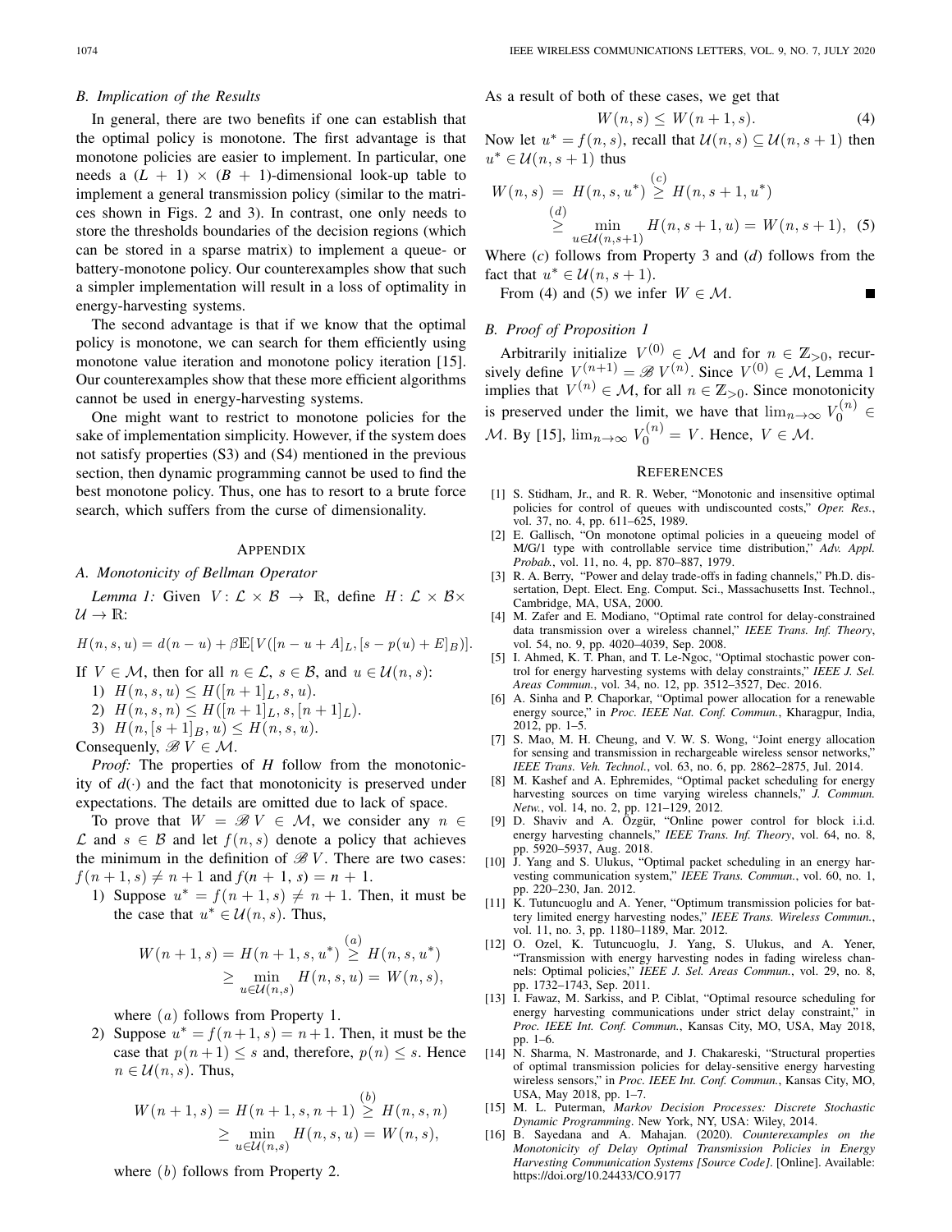### B. Implication of the Results

In general, there are two benefits if one can establish that the optimal policy is monotone. The first advantage is that monotone policies are easier to implement. In particular, one needs a $(L+1) \times (B+1)$-dimensional look-up table to implement a general transmission policy (similar to the matrices shown in Figs. 2 and 3). In contrast, one only needs to store the thresholds boundaries of the decision regions (which can be stored in a sparse matrix) to implement a queue- or battery-monotone policy. Our counterexamples show that such a simpler implementation will result in a loss of optimality in energy-harvesting systems.

The second advantage is that if we know that the optimal policy is monotone, we can search for them efficiently using monotone value iteration and monotone policy iteration [15]. Our counterexamples show that these more efficient algorithms cannot be used in energy-harvesting systems.

One might want to restrict to monotone policies for the sake of implementation simplicity. However, if the system does not satisfy properties (S3) and (S4) mentioned in the previous section, then dynamic programming cannot be used to find the best monotone policy. Thus, one has to resort to a brute force search, which suffers from the curse of dimensionality.

## APPENDIX

### A. Monotonicity of Bellman Operator

*Lemma 1:* Given $V\colon \mathcal{L} \times \mathcal{B} \to \mathbb{R}$, define $H\colon \mathcal{L} \times \mathcal{B} \times \mathcal{U} \to \mathbb{R}$:

$$H(n,s,u) = d(n-u) + \beta \mathbb{E}[V([n-u+A]_L, [s-p(u)+E]_B)].$$

If $V \in \mathcal{M}$, then for all $n \in \mathcal{L}$, $s \in \mathcal{B}$, and $u \in \mathcal{U}(n,s)$:

1) $H(n,s,u) \le H([n+1]_L, s, u)$.
2) $H(n,s,n) \le H([n+1]_L, s, [n+1]_L)$.
3) $H(n, [s+1]_B, u) \le H(n,s,u)$.

Consequently, $\mathscr{B}\, V \in \mathcal{M}$.

*Proof:* The properties of *H* follow from the monotonicity of $d(\cdot)$ and the fact that monotonicity is preserved under expectations. The details are omitted due to lack of space.

To prove that $W = \mathscr{B}\, V \in \mathcal{M}$, we consider any $n \in \mathcal{L}$ and $s \in \mathcal{B}$ and let $f(n,s)$ denote a policy that achieves the minimum in the definition of $\mathscr{B}\, V$. There are two cases: $f(n+1,s) \neq n+1$ and $f(n+1,s) = n+1$.

1) Suppose $u^* = f(n+1,s) \neq n+1$. Then, it must be the case that $u^* \in \mathcal{U}(n,s)$. Thus,

$$W(n+1,s) = H(n+1,s,u^*) \overset{(a)}{\ge} H(n,s,u^*) \ge \min_{u \in \mathcal{U}(n,s)} H(n,s,u) = W(n,s),$$

where $(a)$ follows from Property 1.

2) Suppose $u^* = f(n+1,s) = n+1$. Then, it must be the case that $p(n+1) \le s$ and, therefore, $p(n) \le s$. Hence $n \in \mathcal{U}(n,s)$. Thus,

$$W(n+1,s) = H(n+1,s,n+1) \overset{(b)}{\ge} H(n,s,n) \ge \min_{u \in \mathcal{U}(n,s)} H(n,s,u) = W(n,s),$$

where $(b)$ follows from Property 2.

As a result of both of these cases, we get that

$$W(n,s) \le W(n+1,s). \tag{4}$$

Now let $u^* = f(n,s)$, recall that $\mathcal{U}(n,s) \subseteq \mathcal{U}(n,s+1)$ then $u^* \in \mathcal{U}(n,s+1)$ thus

$$W(n,s) = H(n,s,u^*) \overset{(c)}{\ge} H(n,s+1,u^*) \overset{(d)}{\ge} \min_{u \in \mathcal{U}(n,s+1)} H(n,s+1,u) = W(n,s+1), \tag{5}$$

Where (*c*) follows from Property 3 and (*d*) follows from the fact that $u^* \in \mathcal{U}(n,s+1)$.

From (4) and (5) we infer $W \in \mathcal{M}$. ∎

### B. Proof of Proposition 1

Arbitrarily initialize $V^{(0)} \in \mathcal{M}$ and for $n \in \mathbb{Z}_{>0}$, recursively define $V^{(n+1)} = \mathscr{B}\, V^{(n)}$. Since $V^{(0)} \in \mathcal{M}$, Lemma 1 implies that $V^{(n)} \in \mathcal{M}$, for all $n \in \mathbb{Z}_{>0}$. Since monotonicity is preserved under the limit, we have that $\lim_{n\to\infty} V_0^{(n)} \in \mathcal{M}$. By [15], $\lim_{n\to\infty} V_0^{(n)} = V$. Hence, $V \in \mathcal{M}$.

## REFERENCES

[1] S. Stidham, Jr., and R. R. Weber, "Monotonic and insensitive optimal policies for control of queues with undiscounted costs," *Oper. Res.*, vol. 37, no. 4, pp. 611–625, 1989.

[2] E. Gallisch, "On monotone optimal policies in a queueing model of M/G/1 type with controllable service time distribution," *Adv. Appl. Probab.*, vol. 11, no. 4, pp. 870–887, 1979.

[3] R. A. Berry, "Power and delay trade-offs in fading channels," Ph.D. dissertation, Dept. Elect. Eng. Comput. Sci., Massachusetts Inst. Technol., Cambridge, MA, USA, 2000.

[4] M. Zafer and E. Modiano, "Optimal rate control for delay-constrained data transmission over a wireless channel," *IEEE Trans. Inf. Theory*, vol. 54, no. 9, pp. 4020–4039, Sep. 2008.

[5] I. Ahmed, K. T. Phan, and T. Le-Ngoc, "Optimal stochastic power control for energy harvesting systems with delay constraints," *IEEE J. Sel. Areas Commun.*, vol. 34, no. 12, pp. 3512–3527, Dec. 2016.

[6] A. Sinha and P. Chaporkar, "Optimal power allocation for a renewable energy source," in *Proc. IEEE Nat. Conf. Commun.*, Kharagpur, India, 2012, pp. 1–5.

[7] S. Mao, M. H. Cheung, and V. W. S. Wong, "Joint energy allocation for sensing and transmission in rechargeable wireless sensor networks," *IEEE Trans. Veh. Technol.*, vol. 63, no. 6, pp. 2862–2875, Jul. 2014.

[8] M. Kashef and A. Ephremides, "Optimal packet scheduling for energy harvesting sources on time varying wireless channels," *J. Commun. Netw.*, vol. 14, no. 2, pp. 121–129, 2012.

[9] D. Shaviv and A. Özgür, "Online power control for block i.i.d. energy harvesting channels," *IEEE Trans. Inf. Theory*, vol. 64, no. 8, pp. 5920–5937, Aug. 2018.

[10] J. Yang and S. Ulukus, "Optimal packet scheduling in an energy harvesting communication system," *IEEE Trans. Commun.*, vol. 60, no. 1, pp. 220–230, Jan. 2012.

[11] K. Tutuncuoglu and A. Yener, "Optimum transmission policies for battery limited energy harvesting nodes," *IEEE Trans. Wireless Commun.*, vol. 11, no. 3, pp. 1180–1189, Mar. 2012.

[12] O. Ozel, K. Tutuncuoglu, J. Yang, S. Ulukus, and A. Yener, "Transmission with energy harvesting nodes in fading wireless channels: Optimal policies," *IEEE J. Sel. Areas Commun.*, vol. 29, no. 8, pp. 1732–1743, Sep. 2011.

[13] I. Fawaz, M. Sarkiss, and P. Ciblat, "Optimal resource scheduling for energy harvesting communications under strict delay constraint," in *Proc. IEEE Int. Conf. Commun.*, Kansas City, MO, USA, May 2018, pp. 1–6.

[14] N. Sharma, N. Mastronarde, and J. Chakareski, "Structural properties of optimal transmission policies for delay-sensitive energy harvesting wireless sensors," in *Proc. IEEE Int. Conf. Commun.*, Kansas City, MO, USA, May 2018, pp. 1–7.

[15] M. L. Puterman, *Markov Decision Processes: Discrete Stochastic Dynamic Programming*. New York, NY, USA: Wiley, 2014.

[16] B. Sayedana and A. Mahajan. (2020). *Counterexamples on the Monotonicity of Delay Optimal Transmission Policies in Energy Harvesting Communication Systems [Source Code]*. [Online]. Available: https://doi.org/10.24433/CO.9177